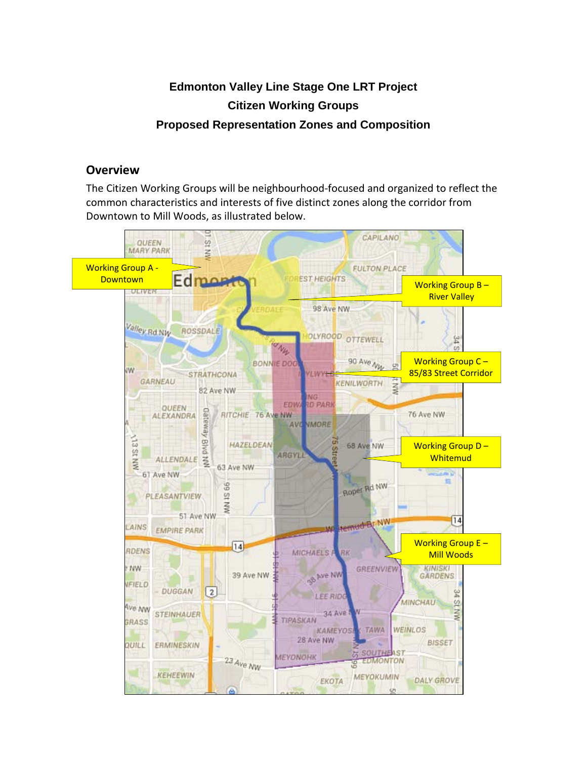**Edmonton Valley Line Stage One LRT Project**

**Citizen Working Groups**

**Proposed Representation Zones and Composition**

## Overview

The Citizen Working Groups will be neighbourhood-focused and organized to reflect the common characteristics and interests of five distinct zones along the corridor from Downtown to Mill Woods, as illustrated below.

Working Group A - Downtown

Working Group B – River Valley

Working Group C – 85/83 Street Corridor

Working Group D – Whitemud

Working Group E – Mill Woods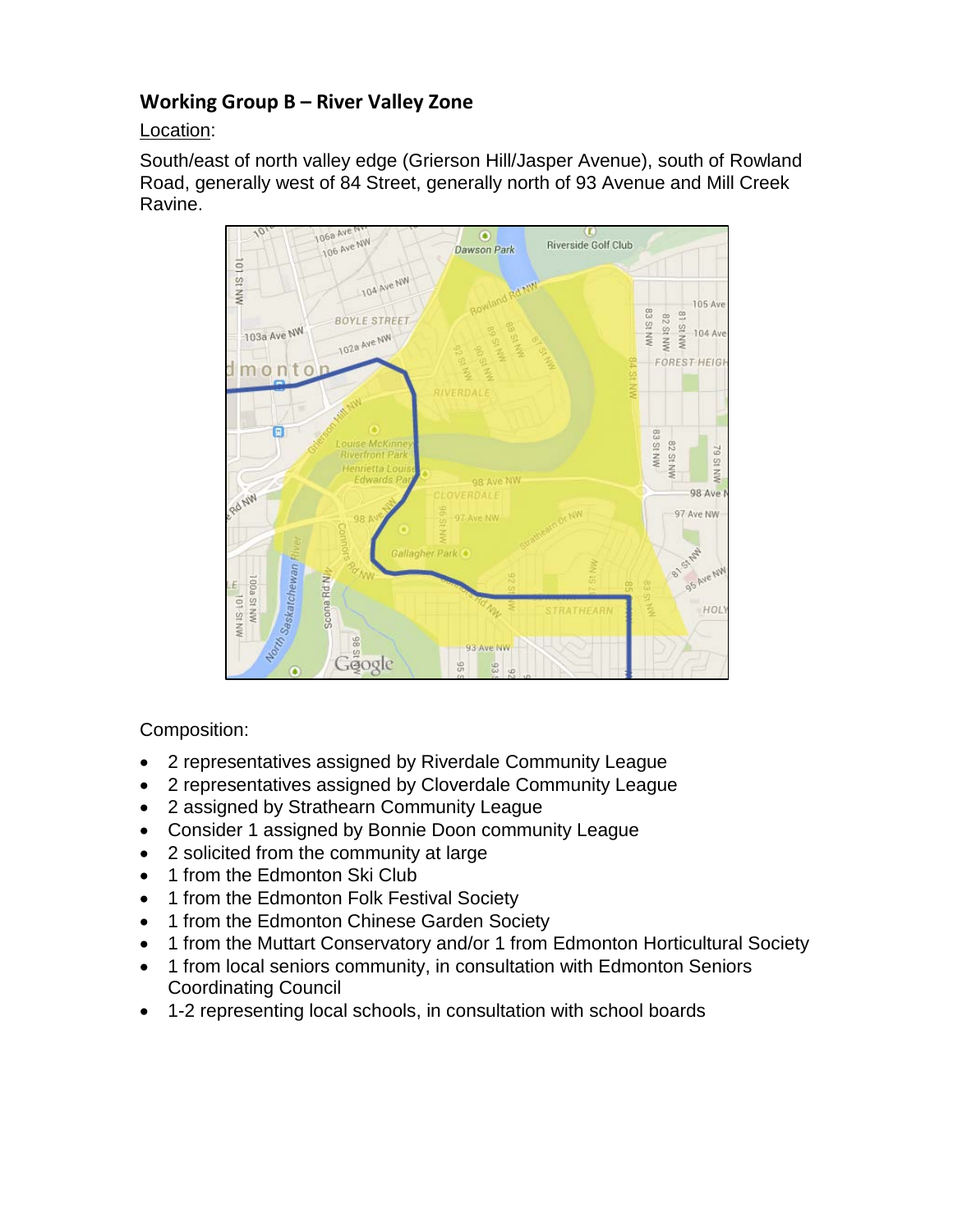## Working Group B – River Valley Zone

Location:

South/east of north valley edge (Grierson Hill/Jasper Avenue), south of Rowland Road, generally west of 84 Street, generally north of 93 Avenue and Mill Creek Ravine.

Composition:

- 2 representatives assigned by Riverdale Community League
- 2 representatives assigned by Cloverdale Community League
- 2 assigned by Strathearn Community League
- Consider 1 assigned by Bonnie Doon community League
- 2 solicited from the community at large
- 1 from the Edmonton Ski Club
- 1 from the Edmonton Folk Festival Society
- 1 from the Edmonton Chinese Garden Society
- 1 from the Muttart Conservatory and/or 1 from Edmonton Horticultural Society
- 1 from local seniors community, in consultation with Edmonton Seniors Coordinating Council
- 1-2 representing local schools, in consultation with school boards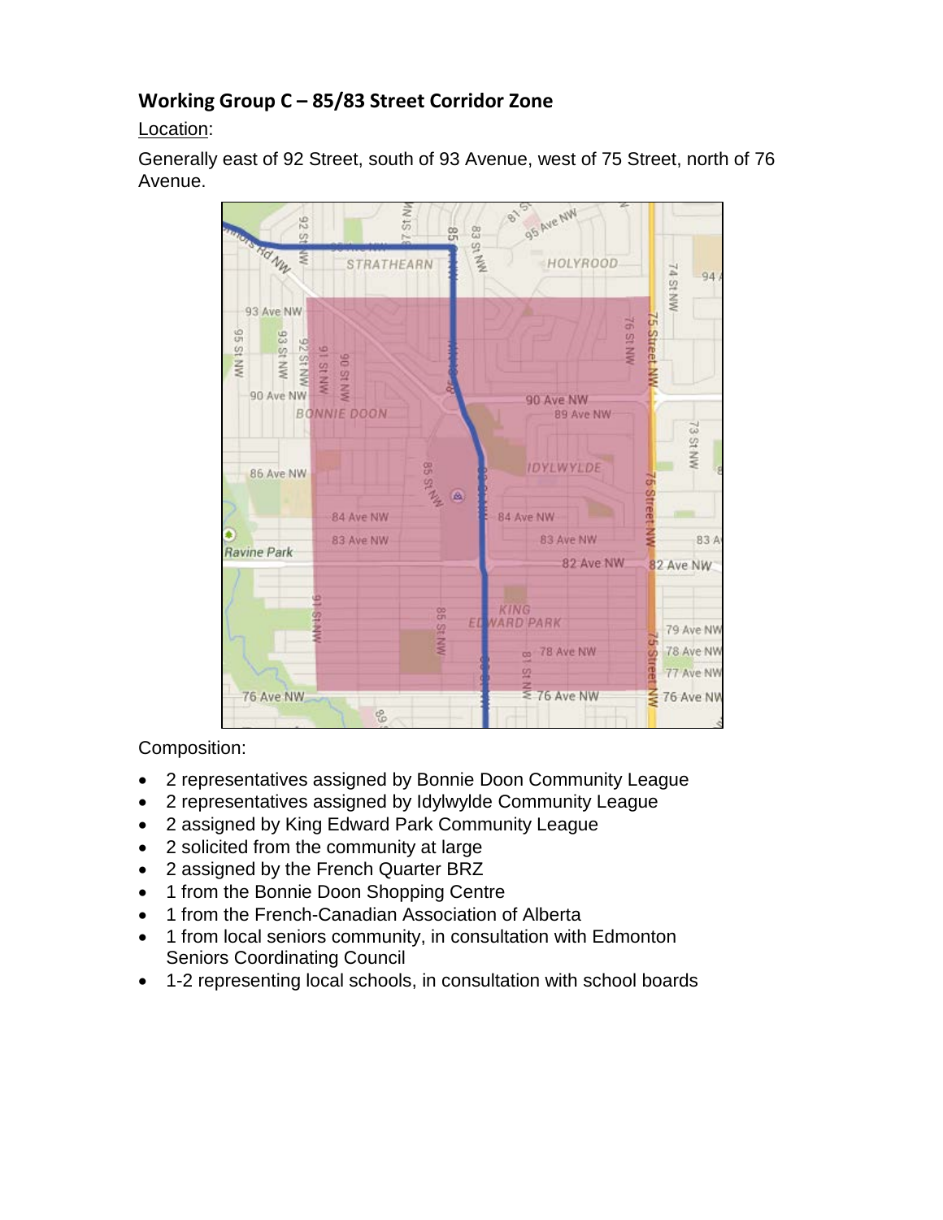## Working Group C – 85/83 Street Corridor Zone

Location:

Generally east of 92 Street, south of 93 Avenue, west of 75 Street, north of 76 Avenue.

Composition:

- 2 representatives assigned by Bonnie Doon Community League
- 2 representatives assigned by Idylwylde Community League
- 2 assigned by King Edward Park Community League
- 2 solicited from the community at large
- 2 assigned by the French Quarter BRZ
- 1 from the Bonnie Doon Shopping Centre
- 1 from the French-Canadian Association of Alberta
- 1 from local seniors community, in consultation with Edmonton Seniors Coordinating Council
- 1-2 representing local schools, in consultation with school boards